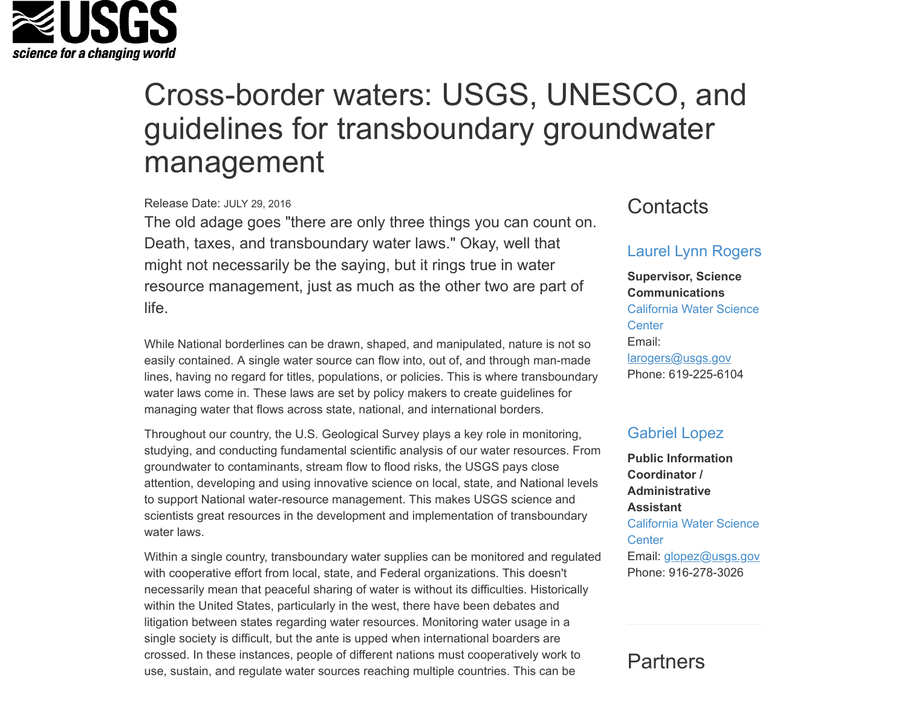USGS
*science for a changing world*

# Cross-border waters: USGS, UNESCO, and guidelines for transboundary groundwater management

Release Date: JULY 29, 2016

The old adage goes "there are only three things you can count on. Death, taxes, and transboundary water laws." Okay, well that might not necessarily be the saying, but it rings true in water resource management, just as much as the other two are part of life.

While National borderlines can be drawn, shaped, and manipulated, nature is not so easily contained. A single water source can flow into, out of, and through man-made lines, having no regard for titles, populations, or policies. This is where transboundary water laws come in. These laws are set by policy makers to create guidelines for managing water that flows across state, national, and international borders.

Throughout our country, the U.S. Geological Survey plays a key role in monitoring, studying, and conducting fundamental scientific analysis of our water resources. From groundwater to contaminants, stream flow to flood risks, the USGS pays close attention, developing and using innovative science on local, state, and National levels to support National water-resource management. This makes USGS science and scientists great resources in the development and implementation of transboundary water laws.

Within a single country, transboundary water supplies can be monitored and regulated with cooperative effort from local, state, and Federal organizations. This doesn't necessarily mean that peaceful sharing of water is without its difficulties. Historically within the United States, particularly in the west, there have been debates and litigation between states regarding water resources. Monitoring water usage in a single society is difficult, but the ante is upped when international boarders are crossed. In these instances, people of different nations must cooperatively work to use, sustain, and regulate water sources reaching multiple countries. This can be

## Contacts

### Laurel Lynn Rogers

**Supervisor, Science Communications**
California Water Science Center
Email: larogers@usgs.gov
Phone: 619-225-6104

### Gabriel Lopez

**Public Information Coordinator / Administrative Assistant**
California Water Science Center
Email: glopez@usgs.gov
Phone: 916-278-3026

## Partners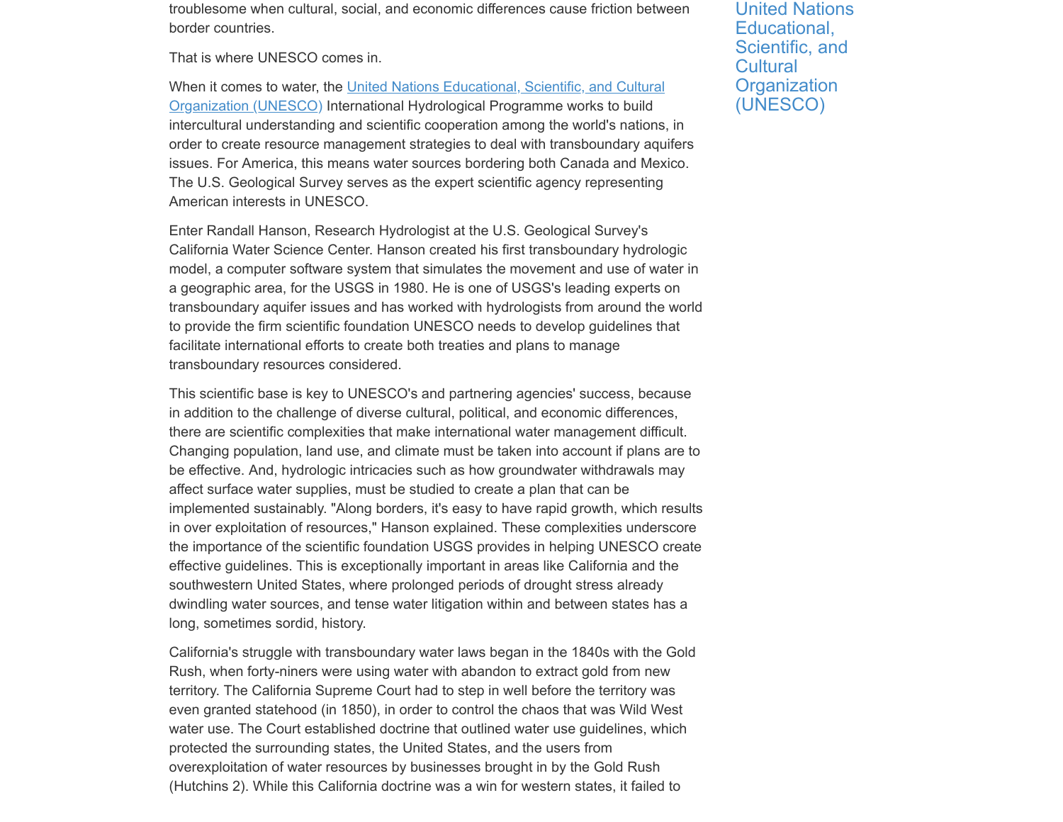troublesome when cultural, social, and economic differences cause friction between border countries.

That is where UNESCO comes in.

When it comes to water, the [United Nations Educational, Scientific, and Cultural Organization (UNESCO)]() International Hydrological Programme works to build intercultural understanding and scientific cooperation among the world's nations, in order to create resource management strategies to deal with transboundary aquifers issues. For America, this means water sources bordering both Canada and Mexico. The U.S. Geological Survey serves as the expert scientific agency representing American interests in UNESCO.

United Nations Educational, Scientific, and Cultural Organization (UNESCO)

Enter Randall Hanson, Research Hydrologist at the U.S. Geological Survey's California Water Science Center. Hanson created his first transboundary hydrologic model, a computer software system that simulates the movement and use of water in a geographic area, for the USGS in 1980. He is one of USGS's leading experts on transboundary aquifer issues and has worked with hydrologists from around the world to provide the firm scientific foundation UNESCO needs to develop guidelines that facilitate international efforts to create both treaties and plans to manage transboundary resources considered.

This scientific base is key to UNESCO's and partnering agencies' success, because in addition to the challenge of diverse cultural, political, and economic differences, there are scientific complexities that make international water management difficult. Changing population, land use, and climate must be taken into account if plans are to be effective. And, hydrologic intricacies such as how groundwater withdrawals may affect surface water supplies, must be studied to create a plan that can be implemented sustainably. "Along borders, it's easy to have rapid growth, which results in over exploitation of resources," Hanson explained. These complexities underscore the importance of the scientific foundation USGS provides in helping UNESCO create effective guidelines. This is exceptionally important in areas like California and the southwestern United States, where prolonged periods of drought stress already dwindling water sources, and tense water litigation within and between states has a long, sometimes sordid, history.

California's struggle with transboundary water laws began in the 1840s with the Gold Rush, when forty-niners were using water with abandon to extract gold from new territory. The California Supreme Court had to step in well before the territory was even granted statehood (in 1850), in order to control the chaos that was Wild West water use. The Court established doctrine that outlined water use guidelines, which protected the surrounding states, the United States, and the users from overexploitation of water resources by businesses brought in by the Gold Rush (Hutchins 2). While this California doctrine was a win for western states, it failed to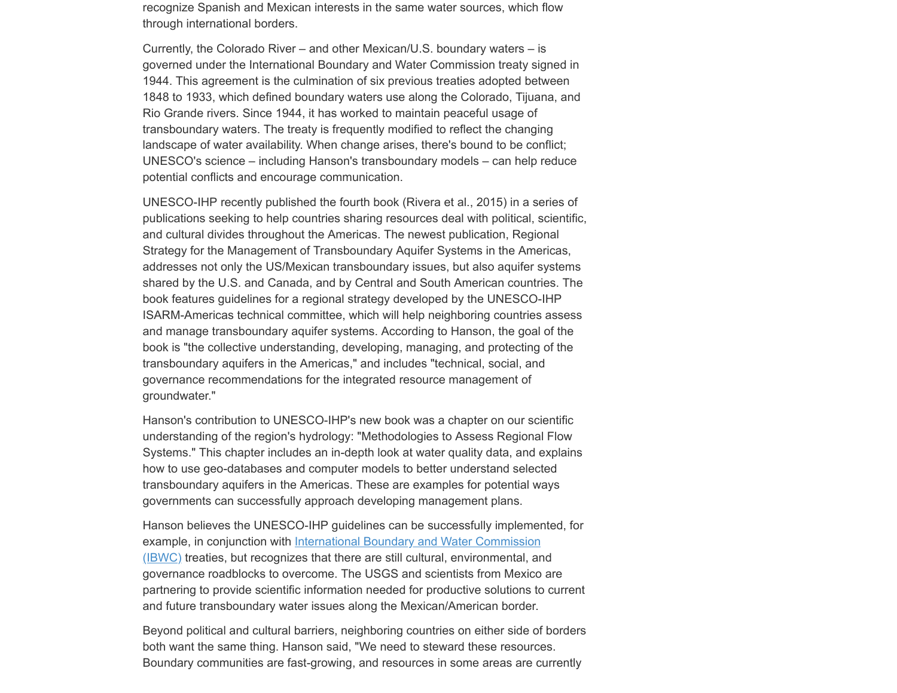recognize Spanish and Mexican interests in the same water sources, which flow through international borders.

Currently, the Colorado River – and other Mexican/U.S. boundary waters – is governed under the International Boundary and Water Commission treaty signed in 1944. This agreement is the culmination of six previous treaties adopted between 1848 to 1933, which defined boundary waters use along the Colorado, Tijuana, and Rio Grande rivers. Since 1944, it has worked to maintain peaceful usage of transboundary waters. The treaty is frequently modified to reflect the changing landscape of water availability. When change arises, there's bound to be conflict; UNESCO's science – including Hanson's transboundary models – can help reduce potential conflicts and encourage communication.

UNESCO-IHP recently published the fourth book (Rivera et al., 2015) in a series of publications seeking to help countries sharing resources deal with political, scientific, and cultural divides throughout the Americas. The newest publication, Regional Strategy for the Management of Transboundary Aquifer Systems in the Americas, addresses not only the US/Mexican transboundary issues, but also aquifer systems shared by the U.S. and Canada, and by Central and South American countries. The book features guidelines for a regional strategy developed by the UNESCO-IHP ISARM-Americas technical committee, which will help neighboring countries assess and manage transboundary aquifer systems. According to Hanson, the goal of the book is "the collective understanding, developing, managing, and protecting of the transboundary aquifers in the Americas," and includes "technical, social, and governance recommendations for the integrated resource management of groundwater."

Hanson's contribution to UNESCO-IHP's new book was a chapter on our scientific understanding of the region's hydrology: "Methodologies to Assess Regional Flow Systems." This chapter includes an in-depth look at water quality data, and explains how to use geo-databases and computer models to better understand selected transboundary aquifers in the Americas. These are examples for potential ways governments can successfully approach developing management plans.

Hanson believes the UNESCO-IHP guidelines can be successfully implemented, for example, in conjunction with International Boundary and Water Commission (IBWC) treaties, but recognizes that there are still cultural, environmental, and governance roadblocks to overcome. The USGS and scientists from Mexico are partnering to provide scientific information needed for productive solutions to current and future transboundary water issues along the Mexican/American border.

Beyond political and cultural barriers, neighboring countries on either side of borders both want the same thing. Hanson said, "We need to steward these resources. Boundary communities are fast-growing, and resources in some areas are currently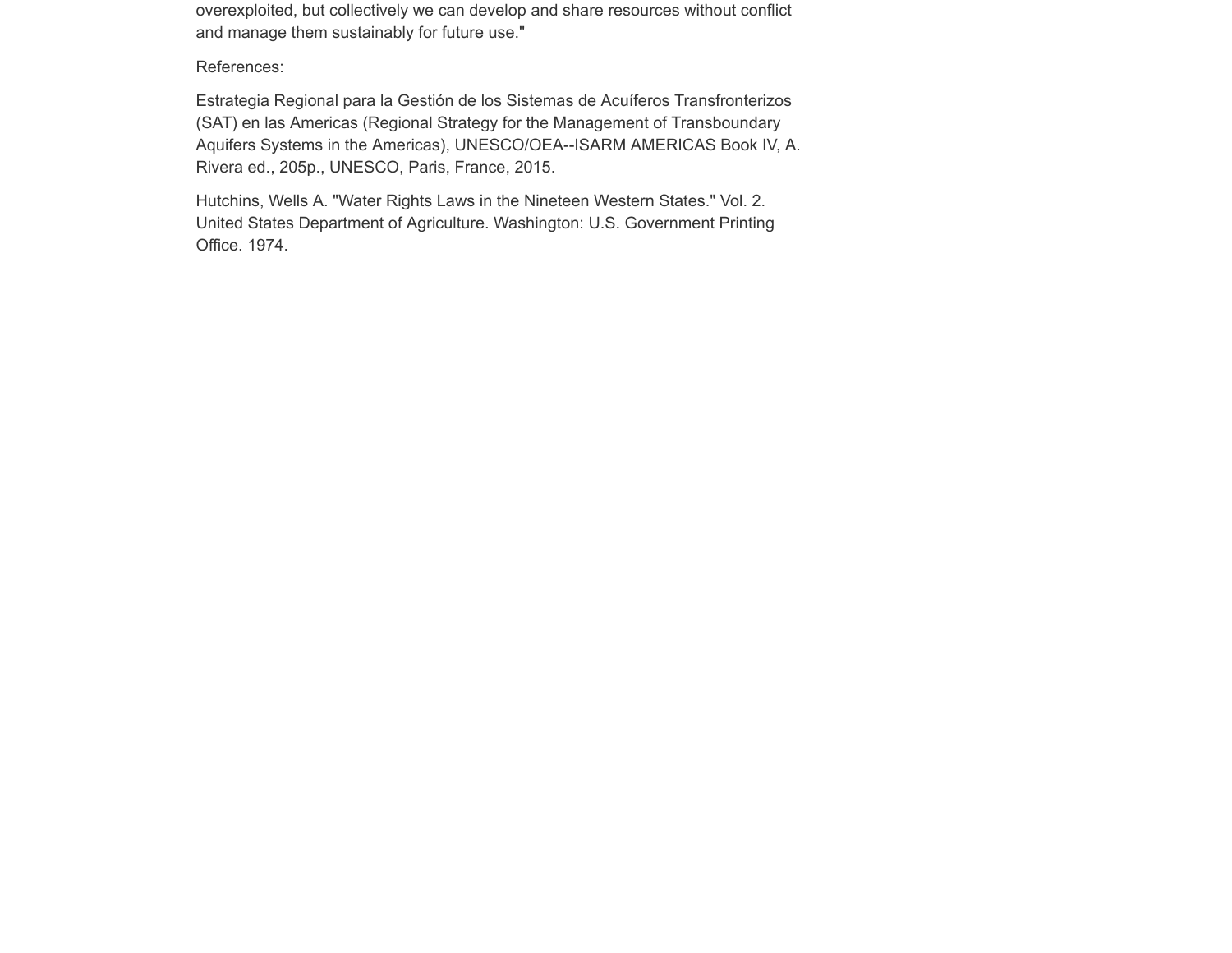overexploited, but collectively we can develop and share resources without conflict and manage them sustainably for future use."

References:

Estrategia Regional para la Gestión de los Sistemas de Acuíferos Transfronterizos (SAT) en las Americas (Regional Strategy for the Management of Transboundary Aquifers Systems in the Americas), UNESCO/OEA--ISARM AMERICAS Book IV, A. Rivera ed., 205p., UNESCO, Paris, France, 2015.

Hutchins, Wells A. "Water Rights Laws in the Nineteen Western States." Vol. 2. United States Department of Agriculture. Washington: U.S. Government Printing Office. 1974.